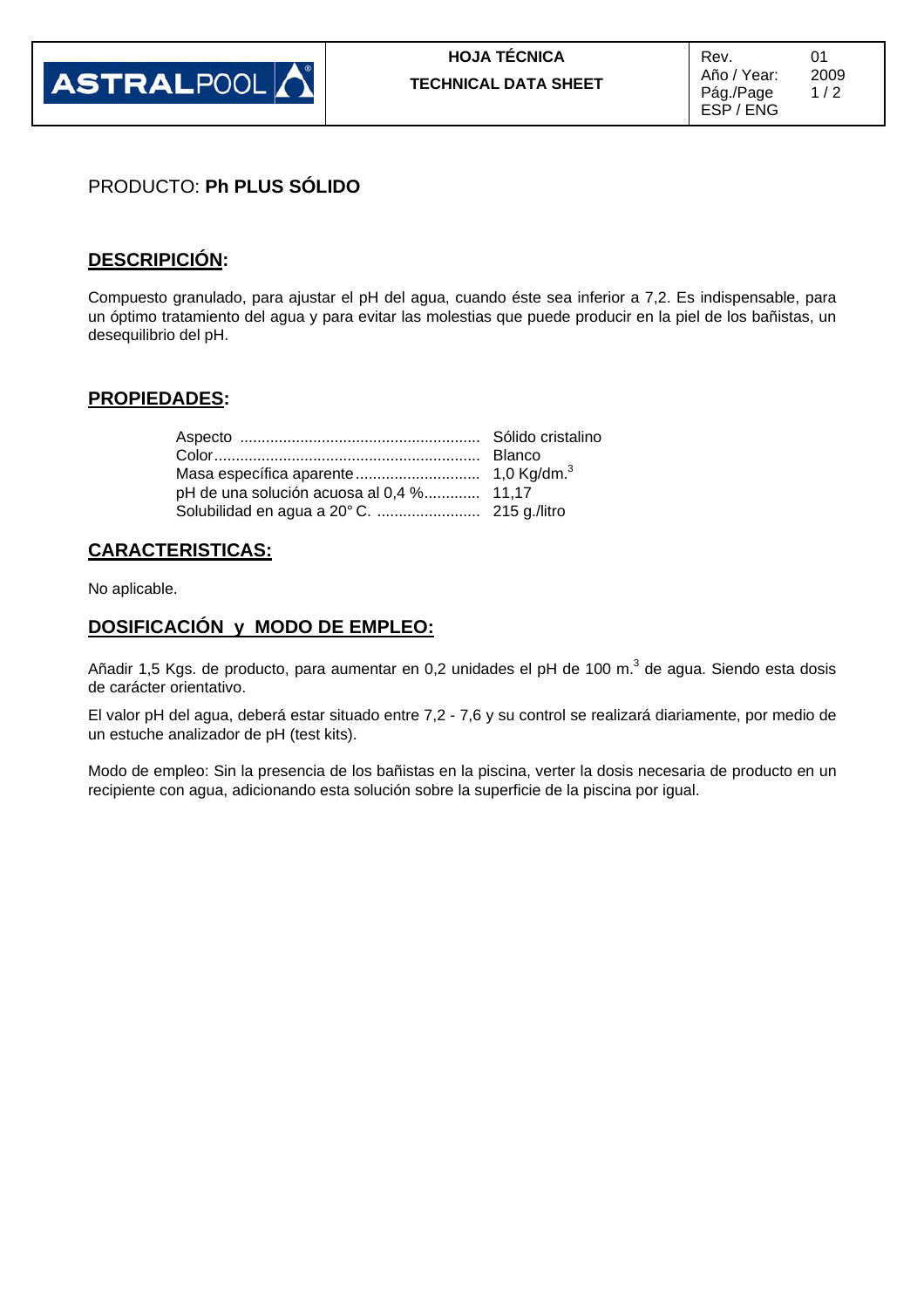| ASTRALPOOL | HOJA TÉCNICA<br>TECHNICAL DATA SHEET | Rev. 01<br>Año / Year: 2009<br>ESP / ENG |
|---|---|---|

PRODUCTO: **Ph PLUS SÓLIDO**

## DESCRIPCIÓN:

Compuesto granulado, para ajustar el pH del agua, cuando éste sea inferior a 7,2. Es indispensable, para un óptimo tratamiento del agua y para evitar las molestias que puede producir en la piel de los bañistas, un desequilibrio del pH.

## PROPIEDADES:

| | |
|---|---|
| Aspecto | Sólido cristalino |
| Color | Blanco |
| Masa específica aparente | 1,0 Kg/dm.$^3$ |
| pH de una solución acuosa al 0,4 % | 11,17 |
| Solubilidad en agua a 20° C. | 215 g./litro |

## CARACTERISTICAS:

No aplicable.

## DOSIFICACIÓN y MODO DE EMPLEO:

Añadir 1,5 Kgs. de producto, para aumentar en 0,2 unidades el pH de 100 m.$^3$ de agua. Siendo esta dosis de carácter orientativo.

El valor pH del agua, deberá estar situado entre 7,2 - 7,6 y su control se realizará diariamente, por medio de un estuche analizador de pH (test kits).

Modo de empleo: Sin la presencia de los bañistas en la piscina, verter la dosis necesaria de producto en un recipiente con agua, adicionando esta solución sobre la superficie de la piscina por igual.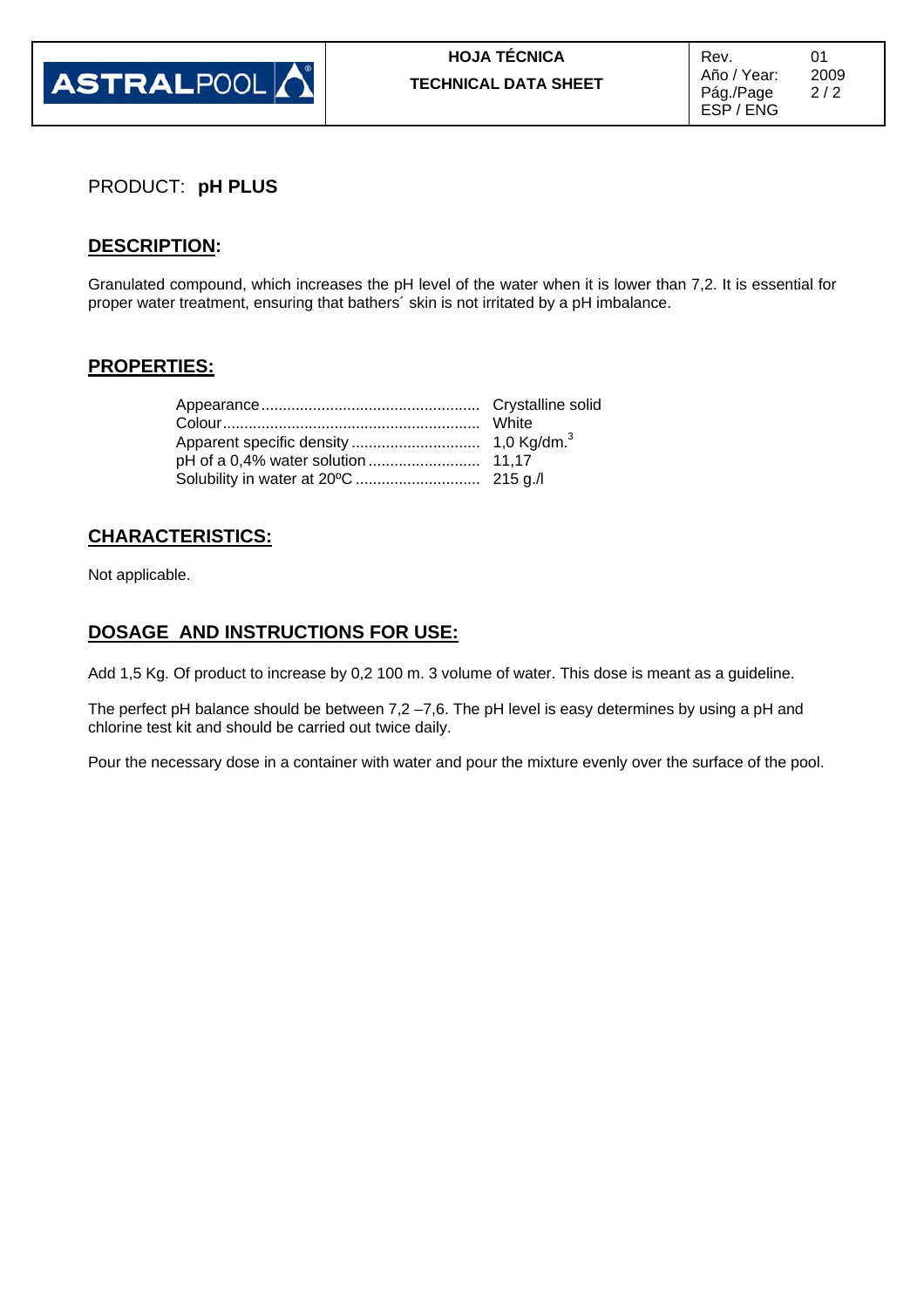PRODUCT: **pH PLUS**

## DESCRIPTION:

Granulated compound, which increases the pH level of the water when it is lower than 7,2. It is essential for proper water treatment, ensuring that bathers´ skin is not irritated by a pH imbalance.

## PROPERTIES:

| | |
|---|---|
| Appearance | Crystalline solid |
| Colour | White |
| Apparent specific density | 1,0 Kg/dm.$^3$ |
| pH of a 0,4% water solution | 11,17 |
| Solubility in water at 20ºC | 215 g./l |

## CHARACTERISTICS:

Not applicable.

## DOSAGE AND INSTRUCTIONS FOR USE:

Add 1,5 Kg. Of product to increase by 0,2 100 m. 3 volume of water. This dose is meant as a guideline.

The perfect pH balance should be between 7,2 –7,6. The pH level is easy determines by using a pH and chlorine test kit and should be carried out twice daily.

Pour the necessary dose in a container with water and pour the mixture evenly over the surface of the pool.